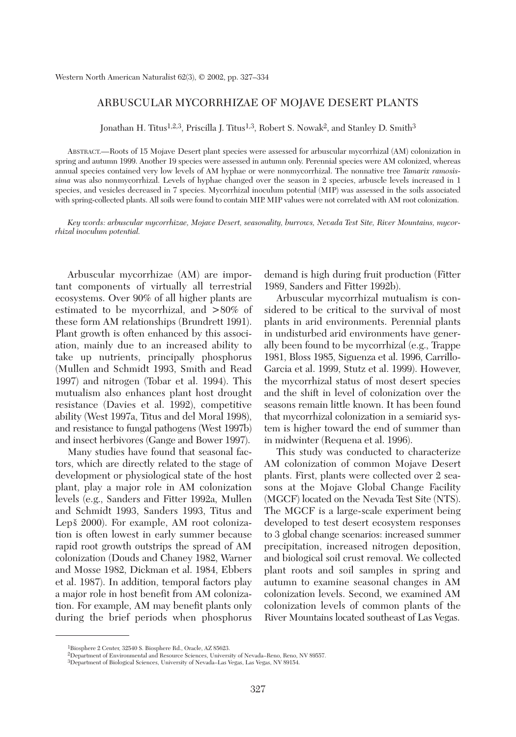# ARBUSCULAR MYCORRHIZAE OF MOJAVE DESERT PLANTS

Jonathan H. Titus[1,2,3], Priscilla J. Titus[1,3], Robert S. Nowak[2], and Stanley D. Smith[3]

ABSTRACT.—Roots of 15 Mojave Desert plant species were assessed for arbuscular mycorrhizal (AM) colonization in spring and autumn 1999. Another 19 species were assessed in autumn only. Perennial species were AM colonized, whereas annual species contained very low levels of AM hyphae or were nonmycorrhizal. The nonnative tree *Tamarix ramosissima* was also nonmycorrhizal. Levels of hyphae changed over the season in 2 species, arbuscle levels increased in 1 species, and vesicles decreased in 7 species. Mycorrhizal inoculum potential (MIP) was assessed in the soils associated with spring-collected plants. All soils were found to contain MIP. MIP values were not correlated with AM root colonization.

*Key words: arbuscular mycorrhizae, Mojave Desert, seasonality, burrows, Nevada Test Site, River Mountains, mycorrhizal inoculum potential.*

Arbuscular mycorrhizae (AM) are important components of virtually all terrestrial ecosystems. Over 90% of all higher plants are estimated to be mycorrhizal, and >80% of these form AM relationships (Brundrett 1991). Plant growth is often enhanced by this association, mainly due to an increased ability to take up nutrients, principally phosphorus (Mullen and Schmidt 1993, Smith and Read 1997) and nitrogen (Tobar et al. 1994). This mutualism also enhances plant host drought resistance (Davies et al. 1992), competitive ability (West 1997a, Titus and del Moral 1998), and resistance to fungal pathogens (West 1997b) and insect herbivores (Gange and Bower 1997).

Many studies have found that seasonal factors, which are directly related to the stage of development or physiological state of the host plant, play a major role in AM colonization levels (e.g., Sanders and Fitter 1992a, Mullen and Schmidt 1993, Sanders 1993, Titus and Lepš 2000). For example, AM root colonization is often lowest in early summer because rapid root growth outstrips the spread of AM colonization (Douds and Chaney 1982, Warner and Mosse 1982, Dickman et al. 1984, Ebbers et al. 1987). In addition, temporal factors play a major role in host benefit from AM colonization. For example, AM may benefit plants only during the brief periods when phosphorus demand is high during fruit production (Fitter 1989, Sanders and Fitter 1992b).

Arbuscular mycorrhizal mutualism is considered to be critical to the survival of most plants in arid environments. Perennial plants in undisturbed arid environments have generally been found to be mycorrhizal (e.g., Trappe 1981, Bloss 1985, Siguenza et al. 1996, Carrillo-Garcia et al. 1999, Stutz et al. 1999). However, the mycorrhizal status of most desert species and the shift in level of colonization over the seasons remain little known. It has been found that mycorrhizal colonization in a semiarid system is higher toward the end of summer than in midwinter (Requena et al. 1996).

This study was conducted to characterize AM colonization of common Mojave Desert plants. First, plants were collected over 2 seasons at the Mojave Global Change Facility (MGCF) located on the Nevada Test Site (NTS). The MGCF is a large-scale experiment being developed to test desert ecosystem responses to 3 global change scenarios: increased summer precipitation, increased nitrogen deposition, and biological soil crust removal. We collected plant roots and soil samples in spring and autumn to examine seasonal changes in AM colonization levels. Second, we examined AM colonization levels of common plants of the River Mountains located southeast of Las Vegas.

[1]Biosphere 2 Center, 32540 S. Biosphere Rd., Oracle, AZ 85623.
[2]Department of Environmental and Resource Sciences, University of Nevada–Reno, Reno, NV 89557.
[3]Department of Biological Sciences, University of Nevada–Las Vegas, Las Vegas, NV 89154.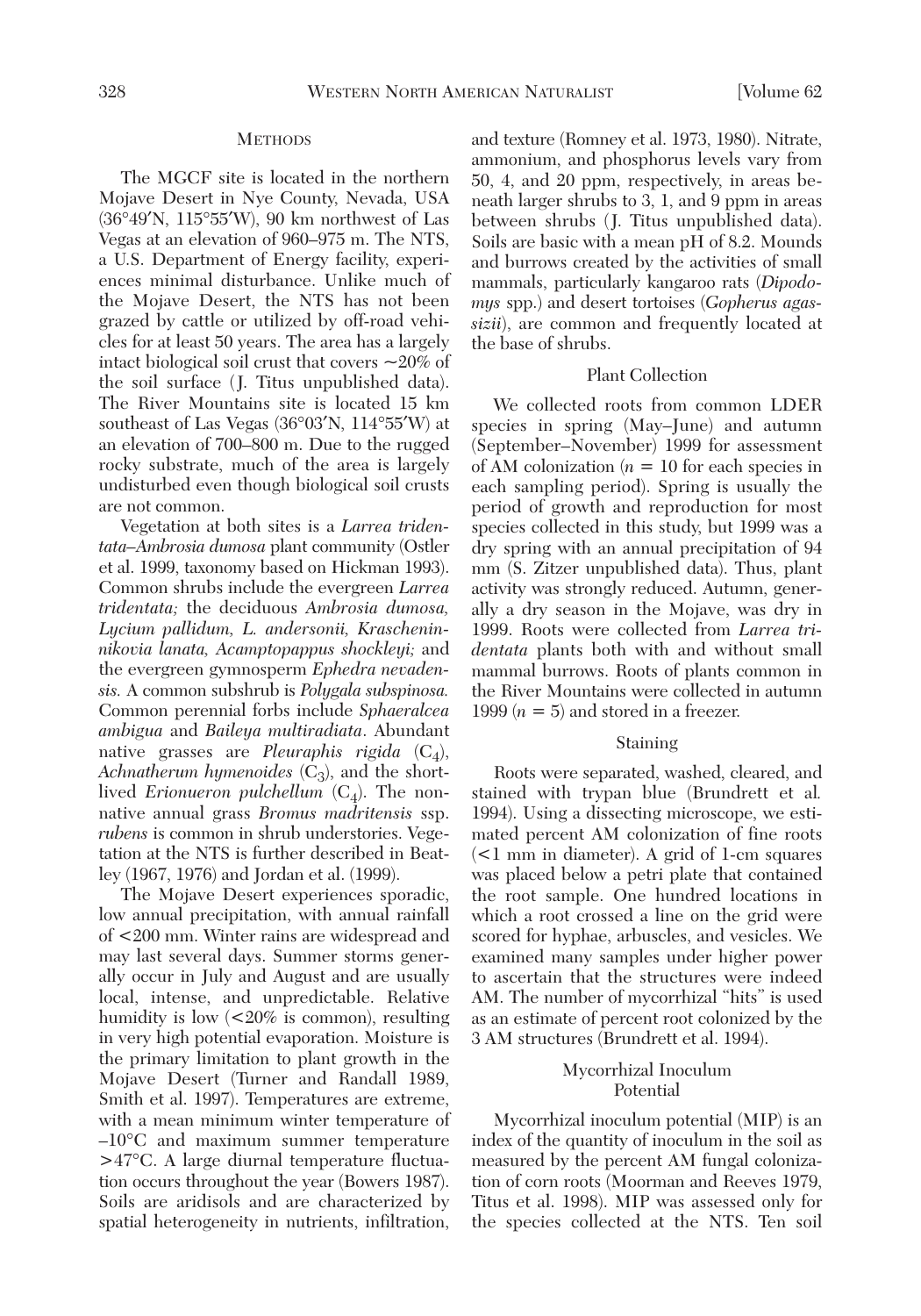## METHODS

The MGCF site is located in the northern Mojave Desert in Nye County, Nevada, USA (36°49′N, 115°55′W), 90 km northwest of Las Vegas at an elevation of 960–975 m. The NTS, a U.S. Department of Energy facility, experiences minimal disturbance. Unlike much of the Mojave Desert, the NTS has not been grazed by cattle or utilized by off-road vehicles for at least 50 years. The area has a largely intact biological soil crust that covers ~20% of the soil surface (J. Titus unpublished data). The River Mountains site is located 15 km southeast of Las Vegas (36°03′N, 114°55′W) at an elevation of 700–800 m. Due to the rugged rocky substrate, much of the area is largely undisturbed even though biological soil crusts are not common.

Vegetation at both sites is a *Larrea tridentata–Ambrosia dumosa* plant community (Ostler et al. 1999, taxonomy based on Hickman 1993). Common shrubs include the evergreen *Larrea tridentata;* the deciduous *Ambrosia dumosa, Lycium pallidum, L. andersonii, Krascheninnikovia lanata, Acamptopappus shockleyi;* and the evergreen gymnosperm *Ephedra nevadensis.* A common subshrub is *Polygala subspinosa.* Common perennial forbs include *Sphaeralcea ambigua* and *Baileya multiradiata*. Abundant native grasses are *Pleuraphis rigida* ($C_4$), *Achnatherum hymenoides* ($C_3$), and the short-lived *Erionueron pulchellum* ($C_4$). The nonnative annual grass *Bromus madritensis* ssp. *rubens* is common in shrub understories. Vegetation at the NTS is further described in Beatley (1967, 1976) and Jordan et al. (1999).

The Mojave Desert experiences sporadic, low annual precipitation, with annual rainfall of <200 mm. Winter rains are widespread and may last several days. Summer storms generally occur in July and August and are usually local, intense, and unpredictable. Relative humidity is low (<20% is common), resulting in very high potential evaporation. Moisture is the primary limitation to plant growth in the Mojave Desert (Turner and Randall 1989, Smith et al. 1997). Temperatures are extreme, with a mean minimum winter temperature of –10°C and maximum summer temperature >47°C. A large diurnal temperature fluctuation occurs throughout the year (Bowers 1987). Soils are aridisols and are characterized by spatial heterogeneity in nutrients, infiltration, and texture (Romney et al. 1973, 1980). Nitrate, ammonium, and phosphorus levels vary from 50, 4, and 20 ppm, respectively, in areas beneath larger shrubs to 3, 1, and 9 ppm in areas between shrubs (J. Titus unpublished data). Soils are basic with a mean pH of 8.2. Mounds and burrows created by the activities of small mammals, particularly kangaroo rats (*Dipodomys* spp.) and desert tortoises (*Gopherus agassizii*), are common and frequently located at the base of shrubs.

### Plant Collection

We collected roots from common LDER species in spring (May–June) and autumn (September–November) 1999 for assessment of AM colonization ($n$ = 10 for each species in each sampling period). Spring is usually the period of growth and reproduction for most species collected in this study, but 1999 was a dry spring with an annual precipitation of 94 mm (S. Zitzer unpublished data). Thus, plant activity was strongly reduced. Autumn, generally a dry season in the Mojave, was dry in 1999. Roots were collected from *Larrea tridentata* plants both with and without small mammal burrows. Roots of plants common in the River Mountains were collected in autumn 1999 ($n$ = 5) and stored in a freezer.

### Staining

Roots were separated, washed, cleared, and stained with trypan blue (Brundrett et al. 1994). Using a dissecting microscope, we estimated percent AM colonization of fine roots (<1 mm in diameter). A grid of 1-cm squares was placed below a petri plate that contained the root sample. One hundred locations in which a root crossed a line on the grid were scored for hyphae, arbuscles, and vesicles. We examined many samples under higher power to ascertain that the structures were indeed AM. The number of mycorrhizal "hits" is used as an estimate of percent root colonized by the 3 AM structures (Brundrett et al. 1994).

### Mycorrhizal Inoculum Potential

Mycorrhizal inoculum potential (MIP) is an index of the quantity of inoculum in the soil as measured by the percent AM fungal colonization of corn roots (Moorman and Reeves 1979, Titus et al. 1998). MIP was assessed only for the species collected at the NTS. Ten soil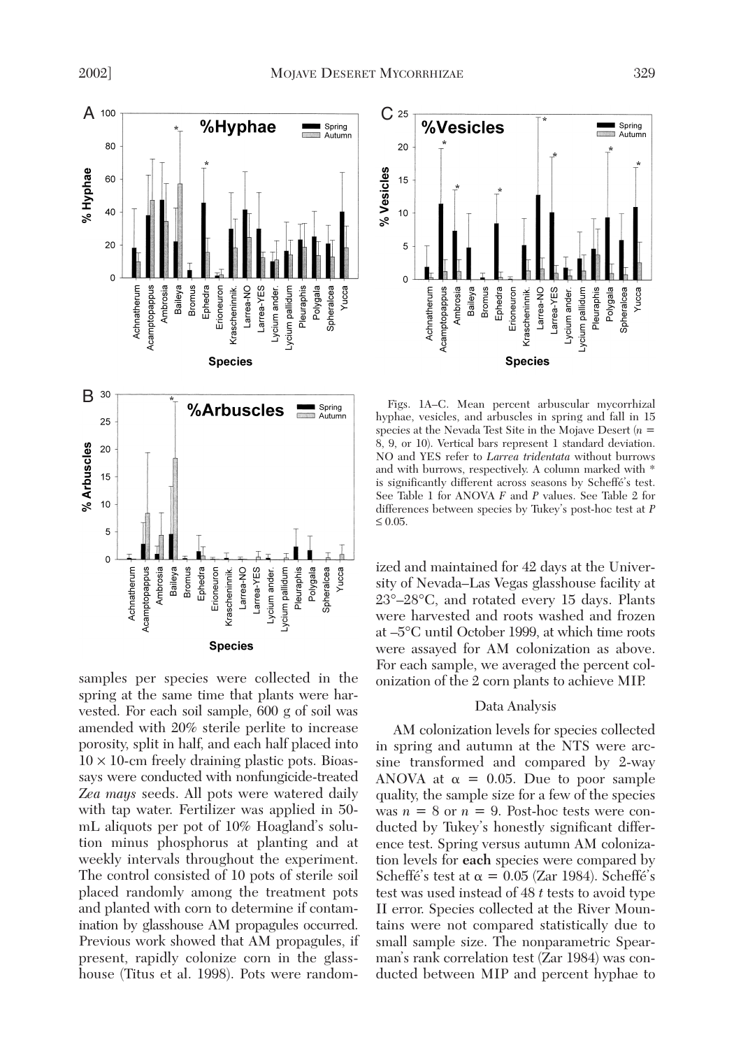Figs. 1A–C. Mean percent arbuscular mycorrhizal hyphae, vesicles, and arbuscles in spring and fall in 15 species at the Nevada Test Site in the Mojave Desert ($n$ = 8, 9, or 10). Vertical bars represent 1 standard deviation. NO and YES refer to *Larrea tridentata* without burrows and with burrows, respectively. A column marked with * is significantly different across seasons by Scheffé's test. See Table 1 for ANOVA $F$ and $P$ values. See Table 2 for differences between species by Tukey's post-hoc test at $P \leq 0.05$.

samples per species were collected in the spring at the same time that plants were harvested. For each soil sample, 600 g of soil was amended with 20% sterile perlite to increase porosity, split in half, and each half placed into $10 \times 10$-cm freely draining plastic pots. Bioassays were conducted with nonfungicide-treated *Zea mays* seeds. All pots were watered daily with tap water. Fertilizer was applied in 50-mL aliquots per pot of 10% Hoagland's solution minus phosphorus at planting and at weekly intervals throughout the experiment. The control consisted of 10 pots of sterile soil placed randomly among the treatment pots and planted with corn to determine if contamination by glasshouse AM propagules occurred. Previous work showed that AM propagules, if present, rapidly colonize corn in the glasshouse (Titus et al. 1998). Pots were randomized and maintained for 42 days at the University of Nevada–Las Vegas glasshouse facility at 23°–28°C, and rotated every 15 days. Plants were harvested and roots washed and frozen at –5°C until October 1999, at which time roots were assayed for AM colonization as above. For each sample, we averaged the percent colonization of the 2 corn plants to achieve MIP.

## Data Analysis

AM colonization levels for species collected in spring and autumn at the NTS were arcsine transformed and compared by 2-way ANOVA at $\alpha = 0.05$. Due to poor sample quality, the sample size for a few of the species was $n = 8$ or $n = 9$. Post-hoc tests were conducted by Tukey's honestly significant difference test. Spring versus autumn AM colonization levels for **each** species were compared by Scheffé's test at $\alpha = 0.05$ (Zar 1984). Scheffé's test was used instead of 48 $t$ tests to avoid type II error. Species collected at the River Mountains were not compared statistically due to small sample size. The nonparametric Spearman's rank correlation test (Zar 1984) was conducted between MIP and percent hyphae to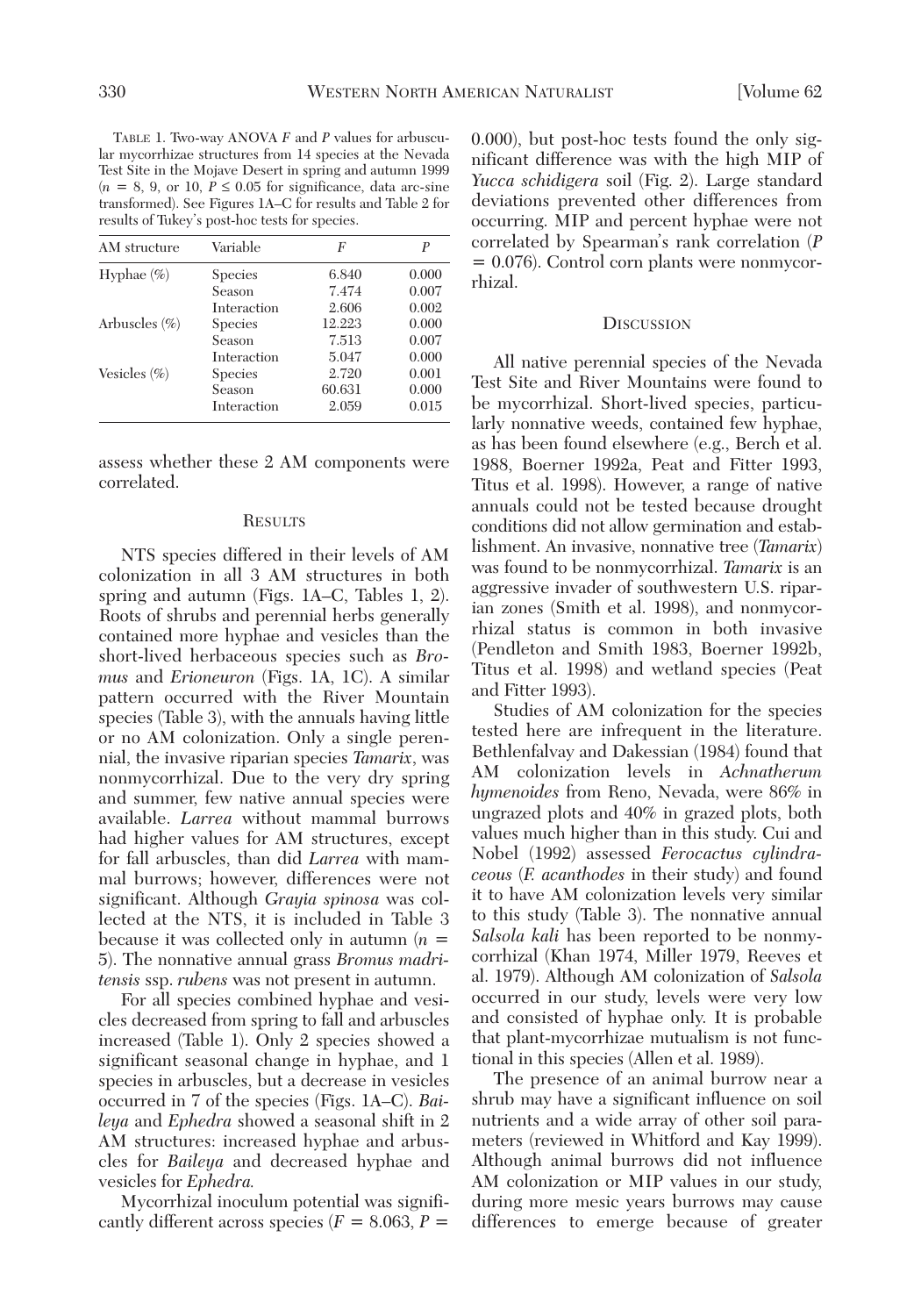TABLE 1. Two-way ANOVA $F$ and $P$ values for arbuscular mycorrhizae structures from 14 species at the Nevada Test Site in the Mojave Desert in spring and autumn 1999 ($n$ = 8, 9, or 10, $P \leq 0.05$ for significance, data arc-sine transformed). See Figures 1A–C for results and Table 2 for results of Tukey's post-hoc tests for species.

| AM structure | Variable | $F$ | $P$ |
|---|---|---|---|
| Hyphae (%) | Species | 6.840 | 0.000 |
| | Season | 7.474 | 0.007 |
| | Interaction | 2.606 | 0.002 |
| Arbuscles (%) | Species | 12.223 | 0.000 |
| | Season | 7.513 | 0.007 |
| | Interaction | 5.047 | 0.000 |
| Vesicles (%) | Species | 2.720 | 0.001 |
| | Season | 60.631 | 0.000 |
| | Interaction | 2.059 | 0.015 |

assess whether these 2 AM components were correlated.

## RESULTS

NTS species differed in their levels of AM colonization in all 3 AM structures in both spring and autumn (Figs. 1A–C, Tables 1, 2). Roots of shrubs and perennial herbs generally contained more hyphae and vesicles than the short-lived herbaceous species such as *Bromus* and *Erioneuron* (Figs. 1A, 1C). A similar pattern occurred with the River Mountain species (Table 3), with the annuals having little or no AM colonization. Only a single perennial, the invasive riparian species *Tamarix*, was nonmycorrhizal. Due to the very dry spring and summer, few native annual species were available. *Larrea* without mammal burrows had higher values for AM structures, except for fall arbuscles, than did *Larrea* with mammal burrows; however, differences were not significant. Although *Grayia spinosa* was collected at the NTS, it is included in Table 3 because it was collected only in autumn ($n$ = 5). The nonnative annual grass *Bromus madritensis* ssp. *rubens* was not present in autumn.

For all species combined hyphae and vesicles decreased from spring to fall and arbuscles increased (Table 1). Only 2 species showed a significant seasonal change in hyphae, and 1 species in arbuscles, but a decrease in vesicles occurred in 7 of the species (Figs. 1A–C). *Baileya* and *Ephedra* showed a seasonal shift in 2 AM structures: increased hyphae and arbuscles for *Baileya* and decreased hyphae and vesicles for *Ephedra.*

Mycorrhizal inoculum potential was significantly different across species ($F$ = 8.063, $P$ = 0.000), but post-hoc tests found the only significant difference was with the high MIP of *Yucca schidigera* soil (Fig. 2). Large standard deviations prevented other differences from occurring. MIP and percent hyphae were not correlated by Spearman's rank correlation ($P$ = 0.076). Control corn plants were nonmycorrhizal.

## DISCUSSION

All native perennial species of the Nevada Test Site and River Mountains were found to be mycorrhizal. Short-lived species, particularly nonnative weeds, contained few hyphae, as has been found elsewhere (e.g., Berch et al. 1988, Boerner 1992a, Peat and Fitter 1993, Titus et al. 1998). However, a range of native annuals could not be tested because drought conditions did not allow germination and establishment. An invasive, nonnative tree (*Tamarix*) was found to be nonmycorrhizal. *Tamarix* is an aggressive invader of southwestern U.S. riparian zones (Smith et al. 1998), and nonmycorrhizal status is common in both invasive (Pendleton and Smith 1983, Boerner 1992b, Titus et al. 1998) and wetland species (Peat and Fitter 1993).

Studies of AM colonization for the species tested here are infrequent in the literature. Bethlenfalvay and Dakessian (1984) found that AM colonization levels in *Achnatherum hymenoides* from Reno, Nevada, were 86% in ungrazed plots and 40% in grazed plots, both values much higher than in this study. Cui and Nobel (1992) assessed *Ferocactus cylindraceous* (*F. acanthodes* in their study) and found it to have AM colonization levels very similar to this study (Table 3). The nonnative annual *Salsola kali* has been reported to be nonmycorrhizal (Khan 1974, Miller 1979, Reeves et al. 1979). Although AM colonization of *Salsola* occurred in our study, levels were very low and consisted of hyphae only. It is probable that plant-mycorrhizae mutualism is not functional in this species (Allen et al. 1989).

The presence of an animal burrow near a shrub may have a significant influence on soil nutrients and a wide array of other soil parameters (reviewed in Whitford and Kay 1999). Although animal burrows did not influence AM colonization or MIP values in our study, during more mesic years burrows may cause differences to emerge because of greater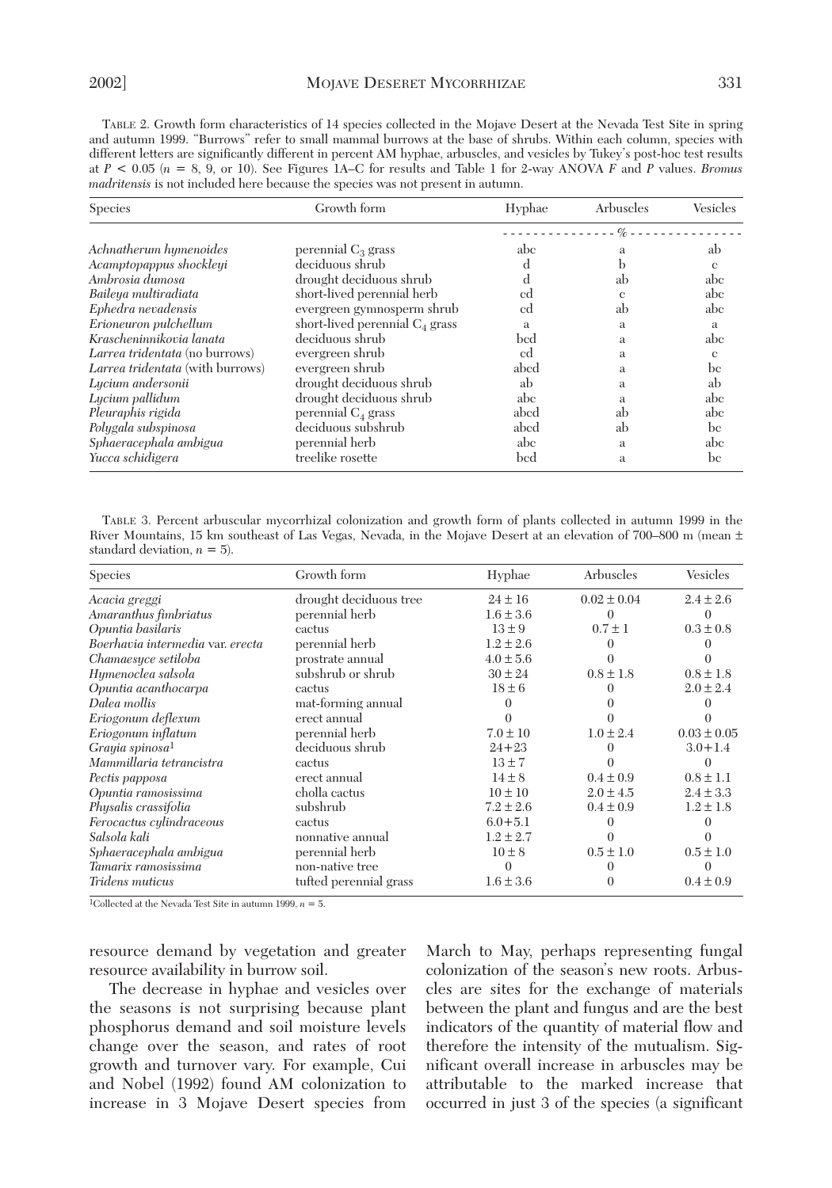TABLE 2. Growth form characteristics of 14 species collected in the Mojave Desert at the Nevada Test Site in spring and autumn 1999. "Burrows" refer to small mammal burrows at the base of shrubs. Within each column, species with different letters are significantly different in percent AM hyphae, arbuscles, and vesicles by Tukey's post-hoc test results at $P < 0.05$ ($n = 8$, 9, or 10). See Figures 1A–C for results and Table 1 for 2-way ANOVA $F$ and $P$ values. *Bromus madritensis* is not included here because the species was not present in autumn.

| Species | Growth form | Hyphae | Arbuscles | Vesicles |
|---|---|---|---|---|
| | | % | | |
| *Achnatherum hymenoides* | perennial $C_3$ grass | abc | a | ab |
| *Acamptopappus shockleyi* | deciduous shrub | d | b | c |
| *Ambrosia dumosa* | drought deciduous shrub | d | ab | abc |
| *Baileya multiradiata* | short-lived perennial herb | cd | c | abc |
| *Ephedra nevadensis* | evergreen gymnosperm shrub | cd | ab | abc |
| *Erioneuron pulchellum* | short-lived perennial $C_4$ grass | a | a | a |
| *Krascheninnikovia lanata* | deciduous shrub | bcd | a | abc |
| *Larrea tridentata* (no burrows) | evergreen shrub | cd | a | c |
| *Larrea tridentata* (with burrows) | evergreen shrub | abcd | a | bc |
| *Lycium andersonii* | drought deciduous shrub | ab | a | ab |
| *Lycium pallidum* | drought deciduous shrub | abc | a | abc |
| *Pleuraphis rigida* | perennial $C_4$ grass | abcd | ab | abc |
| *Polygala subspinosa* | deciduous subshrub | abcd | ab | bc |
| *Sphaeracephala ambigua* | perennial herb | abc | a | abc |
| *Yucca schidigera* | treelike rosette | bcd | a | bc |

TABLE 3. Percent arbuscular mycorrhizal colonization and growth form of plants collected in autumn 1999 in the River Mountains, 15 km southeast of Las Vegas, Nevada, in the Mojave Desert at an elevation of 700–800 m (mean ± standard deviation, $n = 5$).

| Species | Growth form | Hyphae | Arbuscles | Vesicles |
|---|---|---|---|---|
| *Acacia greggi* | drought deciduous tree | 24 ± 16 | 0.02 ± 0.04 | 2.4 ± 2.6 |
| *Amaranthus fimbriatus* | perennial herb | 1.6 ± 3.6 | 0 | 0 |
| *Opuntia basilaris* | cactus | 13 ± 9 | 0.7 ± 1 | 0.3 ± 0.8 |
| *Boerhavia intermedia* var. *erecta* | perennial herb | 1.2 ± 2.6 | 0 | 0 |
| *Chamaesyce setiloba* | prostrate annual | 4.0 ± 5.6 | 0 | 0 |
| *Hymenoclea salsola* | subshrub or shrub | 30 ± 24 | 0.8 ± 1.8 | 0.8 ± 1.8 |
| *Opuntia acanthocarpa* | cactus | 18 ± 6 | 0 | 2.0 ± 2.4 |
| *Dalea mollis* | mat-forming annual | 0 | 0 | 0 |
| *Eriogonum deflexum* | erect annual | 0 | 0 | 0 |
| *Eriogonum inflatum* | perennial herb | 7.0 ± 10 | 1.0 ± 2.4 | 0.03 ± 0.05 |
| *Grayia spinosa*[1] | deciduous shrub | 24+23 | 0 | 3.0+1.4 |
| *Mammillaria tetrancistra* | cactus | 13 ± 7 | 0 | 0 |
| *Pectis papposa* | erect annual | 14 ± 8 | 0.4 ± 0.9 | 0.8 ± 1.1 |
| *Opuntia ramosissima* | cholla cactus | 10 ± 10 | 2.0 ± 4.5 | 2.4 ± 3.3 |
| *Physalis crassifolia* | subshrub | 7.2 ± 2.6 | 0.4 ± 0.9 | 1.2 ± 1.8 |
| *Ferocactus cylindraceous* | cactus | 6.0+5.1 | 0 | 0 |
| *Salsola kali* | nonnative annual | 1.2 ± 2.7 | 0 | 0 |
| *Sphaeracephala ambigua* | perennial herb | 10 ± 8 | 0.5 ± 1.0 | 0.5 ± 1.0 |
| *Tamarix ramosissima* | non-native tree | 0 | 0 | 0 |
| *Tridens muticus* | tufted perennial grass | 1.6 ± 3.6 | 0 | 0.4 ± 0.9 |

[1]Collected at the Nevada Test Site in autumn 1999, $n = 5$.

resource demand by vegetation and greater resource availability in burrow soil.

The decrease in hyphae and vesicles over the seasons is not surprising because plant phosphorus demand and soil moisture levels change over the season, and rates of root growth and turnover vary. For example, Cui and Nobel (1992) found AM colonization to increase in 3 Mojave Desert species from March to May, perhaps representing fungal colonization of the season's new roots. Arbuscles are sites for the exchange of materials between the plant and fungus and are the best indicators of the quantity of material flow and therefore the intensity of the mutualism. Significant overall increase in arbuscles may be attributable to the marked increase that occurred in just 3 of the species (a significant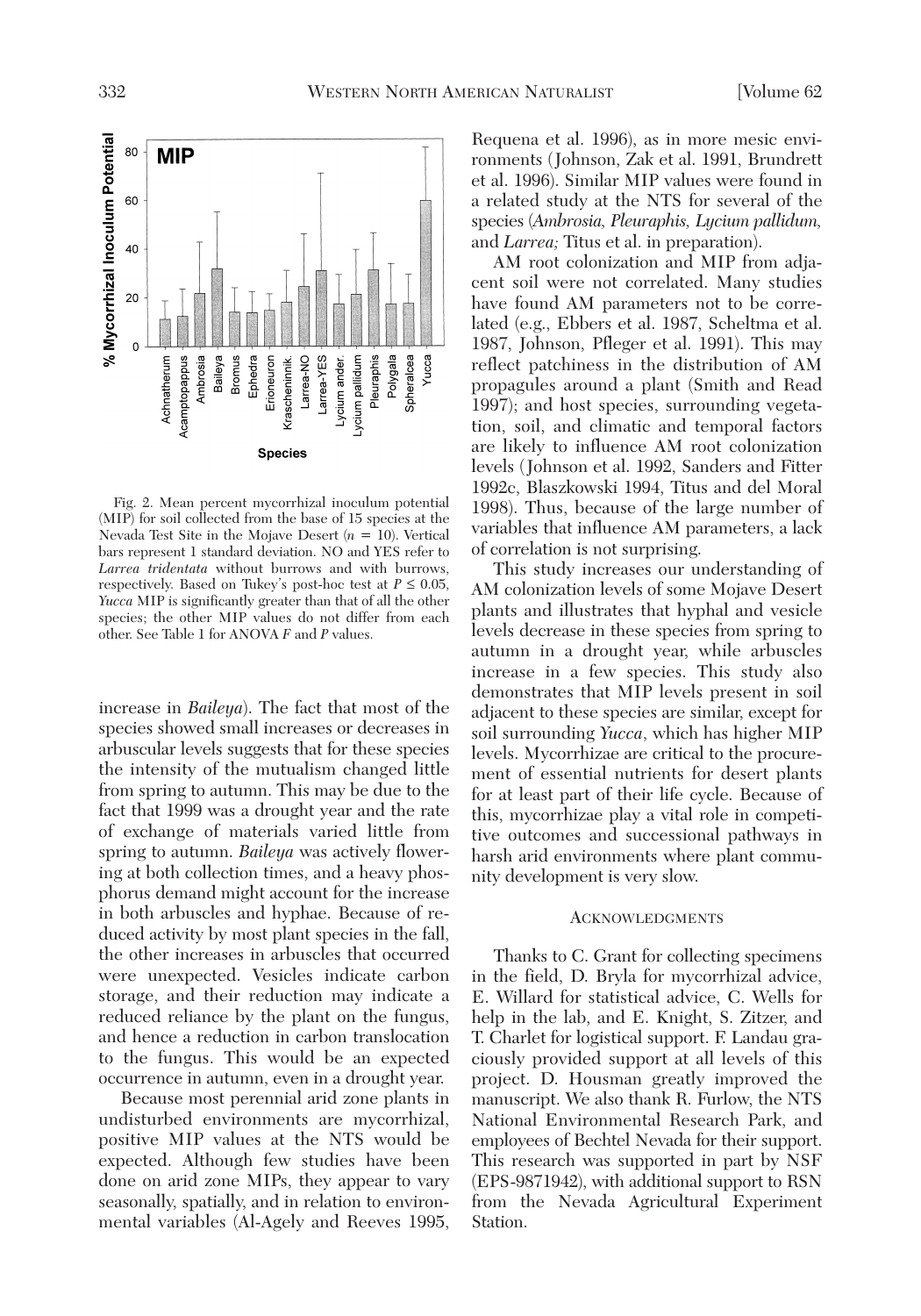Fig. 2. Mean percent mycorrhizal inoculum potential (MIP) for soil collected from the base of 15 species at the Nevada Test Site in the Mojave Desert ($n = 10$). Vertical bars represent 1 standard deviation. NO and YES refer to *Larrea tridentata* without burrows and with burrows, respectively. Based on Tukey's post-hoc test at $P \leq 0.05$, *Yucca* MIP is significantly greater than that of all the other species; the other MIP values do not differ from each other. See Table 1 for ANOVA $F$ and $P$ values.

increase in *Baileya*). The fact that most of the species showed small increases or decreases in arbuscular levels suggests that for these species the intensity of the mutualism changed little from spring to autumn. This may be due to the fact that 1999 was a drought year and the rate of exchange of materials varied little from spring to autumn. *Baileya* was actively flowering at both collection times, and a heavy phosphorus demand might account for the increase in both arbuscles and hyphae. Because of reduced activity by most plant species in the fall, the other increases in arbuscles that occurred were unexpected. Vesicles indicate carbon storage, and their reduction may indicate a reduced reliance by the plant on the fungus, and hence a reduction in carbon translocation to the fungus. This would be an expected occurrence in autumn, even in a drought year.

Because most perennial arid zone plants in undisturbed environments are mycorrhizal, positive MIP values at the NTS would be expected. Although few studies have been done on arid zone MIPs, they appear to vary seasonally, spatially, and in relation to environmental variables (Al-Agely and Reeves 1995, Requena et al. 1996), as in more mesic environments (Johnson, Zak et al. 1991, Brundrett et al. 1996). Similar MIP values were found in a related study at the NTS for several of the species (*Ambrosia, Pleuraphis, Lycium pallidum,* and *Larrea;* Titus et al. in preparation).

AM root colonization and MIP from adjacent soil were not correlated. Many studies have found AM parameters not to be correlated (e.g., Ebbers et al. 1987, Scheltma et al. 1987, Johnson, Pfleger et al. 1991). This may reflect patchiness in the distribution of AM propagules around a plant (Smith and Read 1997); and host species, surrounding vegetation, soil, and climatic and temporal factors are likely to influence AM root colonization levels (Johnson et al. 1992, Sanders and Fitter 1992c, Blaszkowski 1994, Titus and del Moral 1998). Thus, because of the large number of variables that influence AM parameters, a lack of correlation is not surprising.

This study increases our understanding of AM colonization levels of some Mojave Desert plants and illustrates that hyphal and vesicle levels decrease in these species from spring to autumn in a drought year, while arbuscles increase in a few species. This study also demonstrates that MIP levels present in soil adjacent to these species are similar, except for soil surrounding *Yucca*, which has higher MIP levels. Mycorrhizae are critical to the procurement of essential nutrients for desert plants for at least part of their life cycle. Because of this, mycorrhizae play a vital role in competitive outcomes and successional pathways in harsh arid environments where plant community development is very slow.

## Acknowledgments

Thanks to C. Grant for collecting specimens in the field, D. Bryla for mycorrhizal advice, E. Willard for statistical advice, C. Wells for help in the lab, and E. Knight, S. Zitzer, and T. Charlet for logistical support. F. Landau graciously provided support at all levels of this project. D. Housman greatly improved the manuscript. We also thank R. Furlow, the NTS National Environmental Research Park, and employees of Bechtel Nevada for their support. This research was supported in part by NSF (EPS-9871942), with additional support to RSN from the Nevada Agricultural Experiment Station.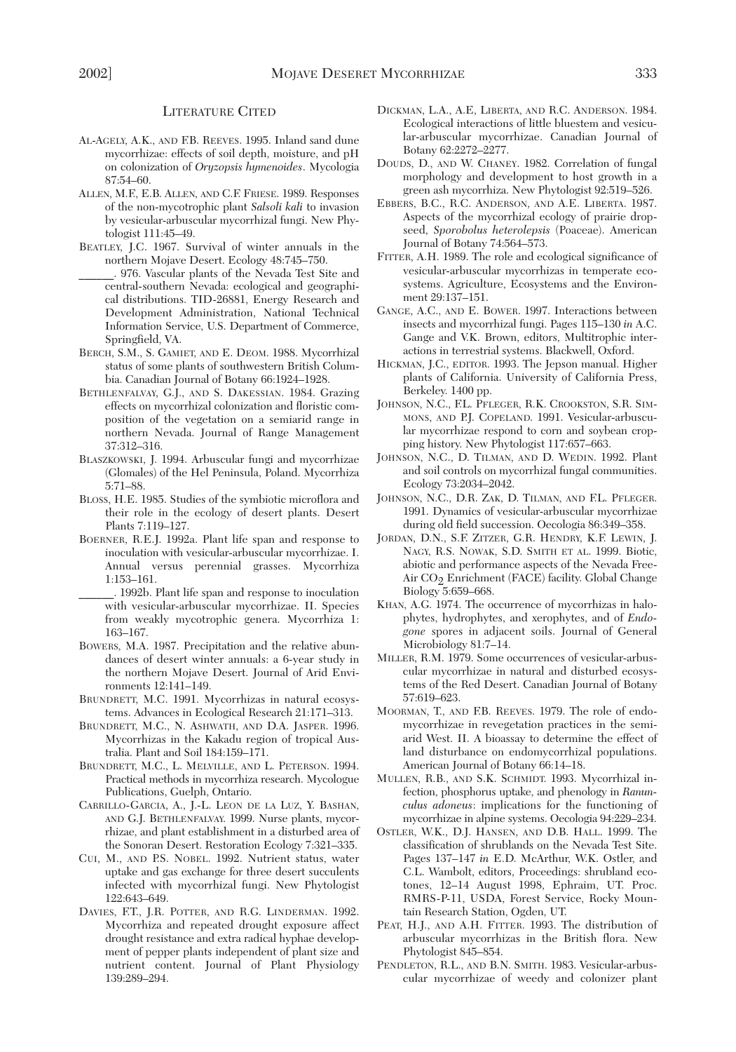## Literature Cited

AL-AGELY, A.K., AND F.B. REEVES. 1995. Inland sand dune mycorrhizae: effects of soil depth, moisture, and pH on colonization of *Oryzopsis hymenoides*. Mycologia 87:54–60.

ALLEN, M.F., E.B. ALLEN, AND C.F. FRIESE. 1989. Responses of the non-mycotrophic plant *Salsoli kali* to invasion by vesicular-arbuscular mycorrhizal fungi. New Phytologist 111:45–49.

BEATLEY, J.C. 1967. Survival of winter annuals in the northern Mojave Desert. Ecology 48:745–750.

______. 976. Vascular plants of the Nevada Test Site and central-southern Nevada: ecological and geographical distributions. TID-26881, Energy Research and Development Administration, National Technical Information Service, U.S. Department of Commerce, Springfield, VA.

BERCH, S.M., S. GAMIET, AND E. DEOM. 1988. Mycorrhizal status of some plants of southwestern British Columbia. Canadian Journal of Botany 66:1924–1928.

BETHLENFALVAY, G.J., AND S. DAKESSIAN. 1984. Grazing effects on mycorrhizal colonization and floristic composition of the vegetation on a semiarid range in northern Nevada. Journal of Range Management 37:312–316.

BLASZKOWSKI, J. 1994. Arbuscular fungi and mycorrhizae (Glomales) of the Hel Peninsula, Poland. Mycorrhiza 5:71–88.

BLOSS, H.E. 1985. Studies of the symbiotic microflora and their role in the ecology of desert plants. Desert Plants 7:119–127.

BOERNER, R.E.J. 1992a. Plant life span and response to inoculation with vesicular-arbuscular mycorrhizae. I. Annual versus perennial grasses. Mycorrhiza 1:153–161.

______. 1992b. Plant life span and response to inoculation with vesicular-arbuscular mycorrhizae. II. Species from weakly mycotrophic genera. Mycorrhiza 1: 163–167.

BOWERS, M.A. 1987. Precipitation and the relative abundances of desert winter annuals: a 6-year study in the northern Mojave Desert. Journal of Arid Environments 12:141–149.

BRUNDRETT, M.C. 1991. Mycorrhizas in natural ecosystems. Advances in Ecological Research 21:171–313.

BRUNDRETT, M.C., N. ASHWATH, AND D.A. JASPER. 1996. Mycorrhizas in the Kakadu region of tropical Australia. Plant and Soil 184:159–171.

BRUNDRETT, M.C., L. MELVILLE, AND L. PETERSON. 1994. Practical methods in mycorrhiza research. Mycologue Publications, Guelph, Ontario.

CARRILLO-GARCIA, A., J.-L. LEON DE LA LUZ, Y. BASHAN, AND G.J. BETHLENFALVAY. 1999. Nurse plants, mycorrhizae, and plant establishment in a disturbed area of the Sonoran Desert. Restoration Ecology 7:321–335.

CUI, M., AND P.S. NOBEL. 1992. Nutrient status, water uptake and gas exchange for three desert succulents infected with mycorrhizal fungi. New Phytologist 122:643–649.

DAVIES, F.T., J.R. POTTER, AND R.G. LINDERMAN. 1992. Mycorrhiza and repeated drought exposure affect drought resistance and extra radical hyphae development of pepper plants independent of plant size and nutrient content. Journal of Plant Physiology 139:289–294.

DICKMAN, L.A., A.E, LIBERTA, AND R.C. ANDERSON. 1984. Ecological interactions of little bluestem and vesicular-arbuscular mycorrhizae. Canadian Journal of Botany 62:2272–2277.

DOUDS, D., AND W. CHANEY. 1982. Correlation of fungal morphology and development to host growth in a green ash mycorrhiza. New Phytologist 92:519–526.

EBBERS, B.C., R.C. ANDERSON, AND A.E. LIBERTA. 1987. Aspects of the mycorrhizal ecology of prairie dropseed, *Sporobolus heterolepsis* (Poaceae). American Journal of Botany 74:564–573.

FITTER, A.H. 1989. The role and ecological significance of vesicular-arbuscular mycorrhizas in temperate ecosystems. Agriculture, Ecosystems and the Environment 29:137–151.

GANGE, A.C., AND E. BOWER. 1997. Interactions between insects and mycorrhizal fungi. Pages 115–130 *in* A.C. Gange and V.K. Brown, editors, Multitrophic interactions in terrestrial systems. Blackwell, Oxford.

HICKMAN, J.C., EDITOR. 1993. The Jepson manual. Higher plants of California. University of California Press, Berkeley. 1400 pp.

JOHNSON, N.C., F.L. PFLEGER, R.K. CROOKSTON, S.R. SIMMONS, AND P.J. COPELAND. 1991. Vesicular-arbuscular mycorrhizae respond to corn and soybean cropping history. New Phytologist 117:657–663.

JOHNSON, N.C., D. TILMAN, AND D. WEDIN. 1992. Plant and soil controls on mycorrhizal fungal communities. Ecology 73:2034–2042.

JOHNSON, N.C., D.R. ZAK, D. TILMAN, AND F.L. PFLEGER. 1991. Dynamics of vesicular-arbuscular mycorrhizae during old field succession. Oecologia 86:349–358.

JORDAN, D.N., S.F. ZITZER, G.R. HENDRY, K.F. LEWIN, J. NAGY, R.S. NOWAK, S.D. SMITH ET AL. 1999. Biotic, abiotic and performance aspects of the Nevada Free-Air $CO_2$ Enrichment (FACE) facility. Global Change Biology 5:659–668.

KHAN, A.G. 1974. The occurrence of mycorrhizas in halophytes, hydrophytes, and xerophytes, and of *Endogone* spores in adjacent soils. Journal of General Microbiology 81:7–14.

MILLER, R.M. 1979. Some occurrences of vesicular-arbuscular mycorrhizae in natural and disturbed ecosystems of the Red Desert. Canadian Journal of Botany 57:619–623.

MOORMAN, T., AND F.B. REEVES. 1979. The role of endomycorrhizae in revegetation practices in the semiarid West. II. A bioassay to determine the effect of land disturbance on endomycorrhizal populations. American Journal of Botany 66:14–18.

MULLEN, R.B., AND S.K. SCHMIDT. 1993. Mycorrhizal infection, phosphorus uptake, and phenology in *Ranunculus adoneus*: implications for the functioning of mycorrhizae in alpine systems. Oecologia 94:229–234.

OSTLER, W.K., D.J. HANSEN, AND D.B. HALL. 1999. The classification of shrublands on the Nevada Test Site. Pages 137–147 *in* E.D. McArthur, W.K. Ostler, and C.L. Wambolt, editors, Proceedings: shrubland ecotones, 12–14 August 1998, Ephraim, UT. Proc. RMRS-P-11, USDA, Forest Service, Rocky Mountain Research Station, Ogden, UT.

PEAT, H.J., AND A.H. FITTER. 1993. The distribution of arbuscular mycorrhizas in the British flora. New Phytologist 845–854.

PENDLETON, R.L., AND B.N. SMITH. 1983. Vesicular-arbuscular mycorrhizae of weedy and colonizer plant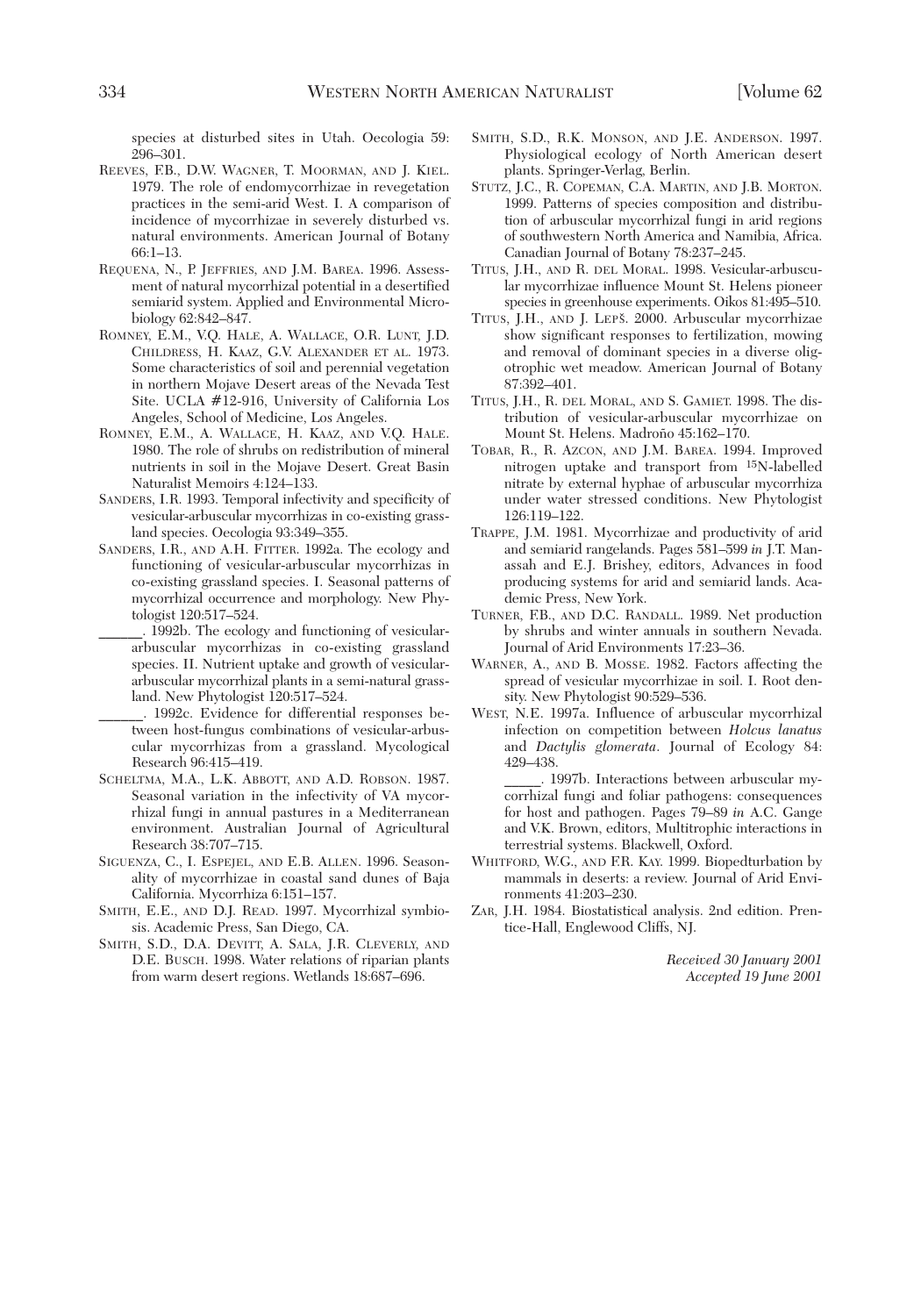species at disturbed sites in Utah. Oecologia 59: 296–301.

REEVES, F.B., D.W. WAGNER, T. MOORMAN, AND J. KIEL. 1979. The role of endomycorrhizae in revegetation practices in the semi-arid West. I. A comparison of incidence of mycorrhizae in severely disturbed vs. natural environments. American Journal of Botany 66:1–13.

REQUENA, N., P. JEFFRIES, AND J.M. BAREA. 1996. Assessment of natural mycorrhizal potential in a desertified semiarid system. Applied and Environmental Microbiology 62:842–847.

ROMNEY, E.M., V.Q. HALE, A. WALLACE, O.R. LUNT, J.D. CHILDRESS, H. KAAZ, G.V. ALEXANDER ET AL. 1973. Some characteristics of soil and perennial vegetation in northern Mojave Desert areas of the Nevada Test Site. UCLA #12-916, University of California Los Angeles, School of Medicine, Los Angeles.

ROMNEY, E.M., A. WALLACE, H. KAAZ, AND V.Q. HALE. 1980. The role of shrubs on redistribution of mineral nutrients in soil in the Mojave Desert. Great Basin Naturalist Memoirs 4:124–133.

SANDERS, I.R. 1993. Temporal infectivity and specificity of vesicular-arbuscular mycorrhizas in co-existing grassland species. Oecologia 93:349–355.

SANDERS, I.R., AND A.H. FITTER. 1992a. The ecology and functioning of vesicular-arbuscular mycorrhizas in co-existing grassland species. I. Seasonal patterns of mycorrhizal occurrence and morphology. New Phytologist 120:517–524.

______. 1992b. The ecology and functioning of vesicular-arbuscular mycorrhizas in co-existing grassland species. II. Nutrient uptake and growth of vesicular-arbuscular mycorrhizal plants in a semi-natural grassland. New Phytologist 120:517–524.

______. 1992c. Evidence for differential responses between host-fungus combinations of vesicular-arbuscular mycorrhizas from a grassland. Mycological Research 96:415–419.

SCHELTMA, M.A., L.K. ABBOTT, AND A.D. ROBSON. 1987. Seasonal variation in the infectivity of VA mycorrhizal fungi in annual pastures in a Mediterranean environment. Australian Journal of Agricultural Research 38:707–715.

SIGUENZA, C., I. ESPEJEL, AND E.B. ALLEN. 1996. Seasonality of mycorrhizae in coastal sand dunes of Baja California. Mycorrhiza 6:151–157.

SMITH, E.E., AND D.J. READ. 1997. Mycorrhizal symbiosis. Academic Press, San Diego, CA.

SMITH, S.D., D.A. DEVITT, A. SALA, J.R. CLEVERLY, AND D.E. BUSCH. 1998. Water relations of riparian plants from warm desert regions. Wetlands 18:687–696.

SMITH, S.D., R.K. MONSON, AND J.E. ANDERSON. 1997. Physiological ecology of North American desert plants. Springer-Verlag, Berlin.

STUTZ, J.C., R. COPEMAN, C.A. MARTIN, AND J.B. MORTON. 1999. Patterns of species composition and distribution of arbuscular mycorrhizal fungi in arid regions of southwestern North America and Namibia, Africa. Canadian Journal of Botany 78:237–245.

TITUS, J.H., AND R. DEL MORAL. 1998. Vesicular-arbuscular mycorrhizae influence Mount St. Helens pioneer species in greenhouse experiments. Oikos 81:495–510.

TITUS, J.H., AND J. LEPŠ. 2000. Arbuscular mycorrhizae show significant responses to fertilization, mowing and removal of dominant species in a diverse oligotrophic wet meadow. American Journal of Botany 87:392–401.

TITUS, J.H., R. DEL MORAL, AND S. GAMIET. 1998. The distribution of vesicular-arbuscular mycorrhizae on Mount St. Helens. Madroño 45:162–170.

TOBAR, R., R. AZCON, AND J.M. BAREA. 1994. Improved nitrogen uptake and transport from $^{15}$N-labelled nitrate by external hyphae of arbuscular mycorrhiza under water stressed conditions. New Phytologist 126:119–122.

TRAPPE, J.M. 1981. Mycorrhizae and productivity of arid and semiarid rangelands. Pages 581–599 *in* J.T. Manassah and E.J. Brishey, editors, Advances in food producing systems for arid and semiarid lands. Academic Press, New York.

TURNER, F.B., AND D.C. RANDALL. 1989. Net production by shrubs and winter annuals in southern Nevada. Journal of Arid Environments 17:23–36.

WARNER, A., AND B. MOSSE. 1982. Factors affecting the spread of vesicular mycorrhizae in soil. I. Root density. New Phytologist 90:529–536.

WEST, N.E. 1997a. Influence of arbuscular mycorrhizal infection on competition between *Holcus lanatus* and *Dactylis glomerata*. Journal of Ecology 84: 429–438.

_____. 1997b. Interactions between arbuscular mycorrhizal fungi and foliar pathogens: consequences for host and pathogen. Pages 79–89 *in* A.C. Gange and V.K. Brown, editors, Multitrophic interactions in terrestrial systems. Blackwell, Oxford.

WHITFORD, W.G., AND F.R. KAY. 1999. Biopedturbation by mammals in deserts: a review. Journal of Arid Environments 41:203–230.

ZAR, J.H. 1984. Biostatistical analysis. 2nd edition. Prentice-Hall, Englewood Cliffs, NJ.

*Received 30 January 2001*
*Accepted 19 June 2001*